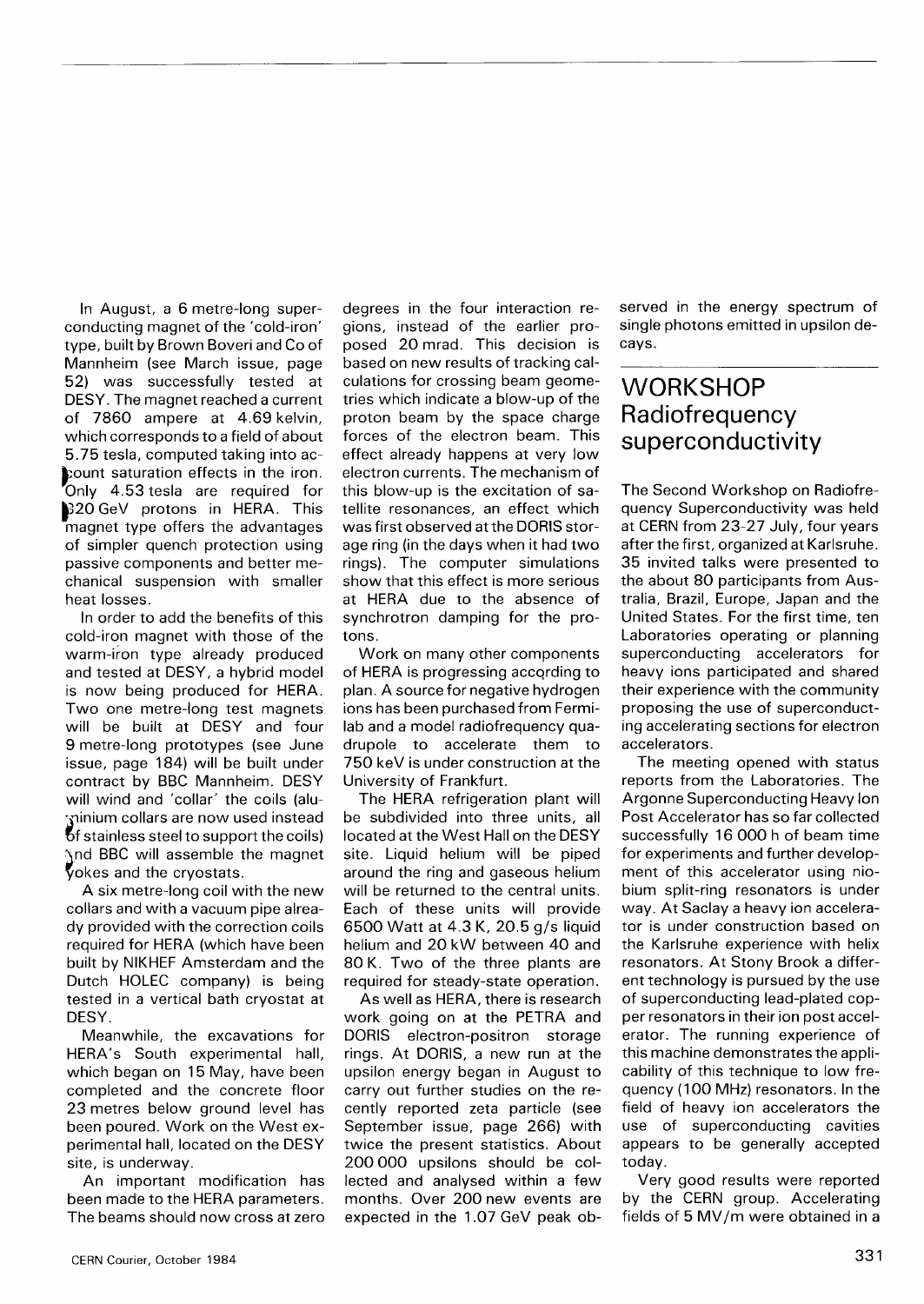In August, a 6 metre-long superconducting magnet of the 'cold-iron' type, built by Brown Boveri and Co of Mannheim (see March issue, page 52) was successfully tested at DESY. The magnet reached a current of 7860 ampere at 4.69 kelvin, which corresponds to a field of about 5.75 tesla, computed taking into account saturation effects in the iron. Only 4.53 tesla are required for 820 GeV protons in HERA. This magnet type offers the advantages of simpler quench protection using passive components and better mechanical suspension with smaller heat losses.

In order to add the benefits of this cold-iron magnet with those of the warm-iron type already produced and tested at DESY, a hybrid model is now being produced for HERA. Two one metre-long test magnets will be built at DESY and four 9 metre-long prototypes (see June issue, page 184) will be built under contract by BBC Mannheim. DESY will wind and 'collar' the coils (aluminium collars are now used instead of stainless steel to support the coils) and BBC will assemble the magnet yokes and the cryostats.

A six metre-long coil with the new collars and with a vacuum pipe already provided with the correction coils required for HERA (which have been built by NIKHEF Amsterdam and the Dutch HOLEC company) is being tested in a vertical bath cryostat at DESY.

Meanwhile, the excavations for HERA's South experimental hall, which began on 15 May, have been completed and the concrete floor 23 metres below ground level has been poured. Work on the West experimental hall, located on the DESY site, is underway.

An important modification has been made to the HERA parameters. The beams should now cross at zero degrees in the four interaction regions, instead of the earlier proposed 20 mrad. This decision is based on new results of tracking calculations for crossing beam geometries which indicate a blow-up of the proton beam by the space charge forces of the electron beam. This effect already happens at very low electron currents. The mechanism of this blow-up is the excitation of satellite resonances, an effect which was first observed at the DORIS storage ring (in the days when it had two rings). The computer simulations show that this effect is more serious at HERA due to the absence of synchrotron damping for the protons.

Work on many other components of HERA is progressing according to plan. A source for negative hydrogen ions has been purchased from Fermilab and a model radiofrequency quadrupole to accelerate them to 750 keV is under construction at the University of Frankfurt.

The HERA refrigeration plant will be subdivided into three units, all located at the West Hall on the DESY site. Liquid helium will be piped around the ring and gaseous helium will be returned to the central units. Each of these units will provide 6500 Watt at 4.3 K, 20.5 g/s liquid helium and 20 kW between 40 and 80 K. Two of the three plants are required for steady-state operation.

As well as HERA, there is research work going on at the PETRA and DORIS electron-positron storage rings. At DORIS, a new run at the upsilon energy began in August to carry out further studies on the recently reported zeta particle (see September issue, page 266) with twice the present statistics. About 200 000 upsilons should be collected and analysed within a few months. Over 200 new events are expected in the 1.07 GeV peak observed in the energy spectrum of single photons emitted in upsilon decays.

## WORKSHOP Radiofrequency superconductivity

The Second Workshop on Radiofrequency Superconductivity was held at CERN from 23-27 July, four years after the first, organized at Karlsruhe. 35 invited talks were presented to the about 80 participants from Australia, Brazil, Europe, Japan and the United States. For the first time, ten Laboratories operating or planning superconducting accelerators for heavy ions participated and shared their experience with the community proposing the use of superconducting accelerating sections for electron accelerators.

The meeting opened with status reports from the Laboratories. The Argonne Superconducting Heavy Ion Post Accelerator has so far collected successfully 16 000 h of beam time for experiments and further development of this accelerator using niobium split-ring resonators is under way. At Saclay a heavy ion accelerator is under construction based on the Karlsruhe experience with helix resonators. At Stony Brook a different technology is pursued by the use of superconducting lead-plated copper resonators in their ion post accelerator. The running experience of this machine demonstrates the applicability of this technique to low frequency (100 MHz) resonators. In the field of heavy ion accelerators the use of superconducting cavities appears to be generally accepted today.

Very good results were reported by the CERN group. Accelerating fields of 5 MV/m were obtained in a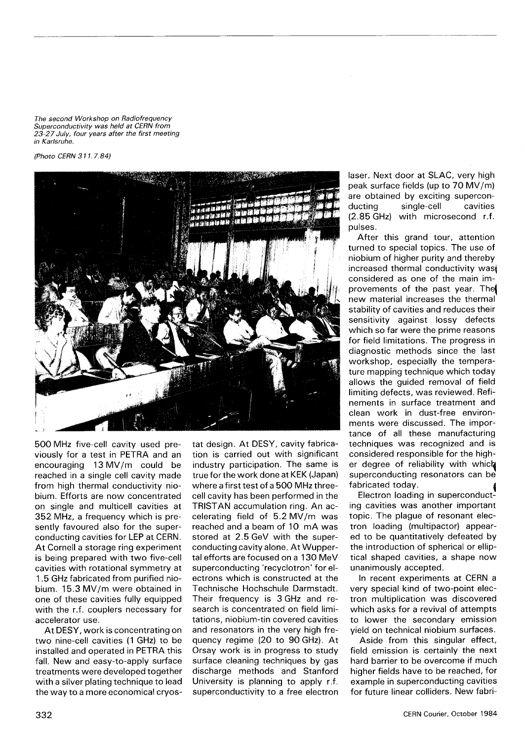*The second Workshop on Radiofrequency Superconductivity was held at CERN from 23-27 July, four years after the first meeting in Karlsruhe.*

*(Photo CERN 311.7.84)*

500 MHz five-cell cavity used previously for a test in PETRA and an encouraging 13 MV/m could be reached in a single cell cavity made from high thermal conductivity niobium. Efforts are now concentrated on single and multicell cavities at 352 MHz, a frequency which is presently favoured also for the superconducting cavities for LEP at CERN. At Cornell a storage ring experiment is being prepared with two five-cell cavities with rotational symmetry at 1.5 GHz fabricated from purified niobium. 15.3 MV/m were obtained in one of these cavities fully equipped with the r.f. couplers necessary for accelerator use.

At DESY, work is concentrating on two nine-cell cavities (1 GHz) to be installed and operated in PETRA this fall. New and easy-to-apply surface treatments were developed together with a silver plating technique to lead the way to a more economical cryostat design. At DESY, cavity fabrication is carried out with significant industry participation. The same is true for the work done at KEK (Japan) where a first test of a 500 MHz three-cell cavity has been performed in the TRISTAN accumulation ring. An accelerating field of 5.2 MV/m was reached and a beam of 10 mA was stored at 2.5 GeV with the superconducting cavity alone. At Wuppertal efforts are focused on a 130 MeV superconducting 'recyclotron' for electrons which is constructed at the Technische Hochschule Darmstadt. Their frequency is 3 GHz and research is concentrated on field limitations, niobium-tin covered cavities and resonators in the very high frequency regime (20 to 90 GHz). At Orsay work is in progress to study surface cleaning techniques by gas discharge methods and Stanford University is planning to apply r.f. superconductivity to a free electron laser. Next door at SLAC, very high peak surface fields (up to 70 MV/m) are obtained by exciting superconducting single-cell cavities (2.85 GHz) with microsecond r.f. pulses.

After this grand tour, attention turned to special topics. The use of niobium of higher purity and thereby increased thermal conductivity was considered as one of the main improvements of the past year. The new material increases the thermal stability of cavities and reduces their sensitivity against lossy defects which so far were the prime reasons for field limitations. The progress in diagnostic methods since the last workshop, especially the temperature mapping technique which today allows the guided removal of field limiting defects, was reviewed. Refinements in surface treatment and clean work in dust-free environments were discussed. The importance of all these manufacturing techniques was recognized and is considered responsible for the higher degree of reliability with which superconducting resonators can be fabricated today.

Electron loading in superconducting cavities was another important topic. The plague of resonant electron loading (multipactor) appeared to be quantitatively defeated by the introduction of spherical or elliptical shaped cavities, a shape now unanimously accepted.

In recent experiments at CERN a very special kind of two-point electron multiplication was discovered which asks for a revival of attempts to lower the secondary emission yield on technical niobium surfaces.

Aside from this singular effect, field emission is certainly the next hard barrier to be overcome if much higher fields have to be reached, for example in superconducting cavities for future linear colliders. New fabri-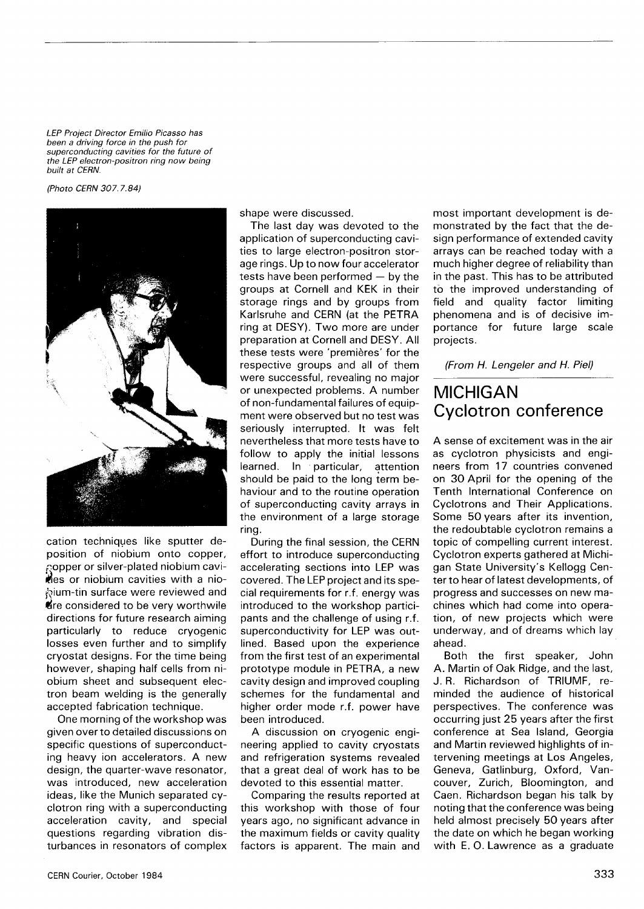*LEP Project Director Emilio Picasso has been a driving force in the push for superconducting cavities for the future of the LEP electron-positron ring now being built at CERN.*

*(Photo CERN 307.7.84)*

cation techniques like sputter deposition of niobium onto copper, copper or silver-plated niobium cavities or niobium cavities with a niobium-tin surface were reviewed and are considered to be very worthwhile directions for future research aiming particularly to reduce cryogenic losses even further and to simplify cryostat designs. For the time being however, shaping half cells from niobium sheet and subsequent electron beam welding is the generally accepted fabrication technique.

One morning of the workshop was given over to detailed discussions on specific questions of superconducting heavy ion accelerators. A new design, the quarter-wave resonator, was introduced, new acceleration ideas, like the Munich separated cyclotron ring with a superconducting acceleration cavity, and special questions regarding vibration disturbances in resonators of complex shape were discussed.

The last day was devoted to the application of superconducting cavities to large electron-positron storage rings. Up to now four accelerator tests have been performed — by the groups at Cornell and KEK in their storage rings and by groups from Karlsruhe and CERN (at the PETRA ring at DESY). Two more are under preparation at Cornell and DESY. All these tests were 'premières' for the respective groups and all of them were successful, revealing no major or unexpected problems. A number of non-fundamental failures of equipment were observed but no test was seriously interrupted. It was felt nevertheless that more tests have to follow to apply the initial lessons learned. In particular, attention should be paid to the long term behaviour and to the routine operation of superconducting cavity arrays in the environment of a large storage ring.

During the final session, the CERN effort to introduce superconducting accelerating sections into LEP was covered. The LEP project and its special requirements for r.f. energy was introduced to the workshop participants and the challenge of using r.f. superconductivity for LEP was outlined. Based upon the experience from the first test of an experimental prototype module in PETRA, a new cavity design and improved coupling schemes for the fundamental and higher order mode r.f. power have been introduced.

A discussion on cryogenic engineering applied to cavity cryostats and refrigeration systems revealed that a great deal of work has to be devoted to this essential matter.

Comparing the results reported at this workshop with those of four years ago, no significant advance in the maximum fields or cavity quality factors is apparent. The main and most important development is demonstrated by the fact that the design performance of extended cavity arrays can be reached today with a much higher degree of reliability than in the past. This has to be attributed to the improved understanding of field and quality factor limiting phenomena and is of decisive importance for future large scale projects.

*(From H. Lengeler and H. Piel)*

## MICHIGAN
## Cyclotron conference

A sense of excitement was in the air as cyclotron physicists and engineers from 17 countries convened on 30 April for the opening of the Tenth International Conference on Cyclotrons and Their Applications. Some 50 years after its invention, the redoubtable cyclotron remains a topic of compelling current interest. Cyclotron experts gathered at Michigan State University's Kellogg Center to hear of latest developments, of progress and successes on new machines which had come into operation, of new projects which were underway, and of dreams which lay ahead.

Both the first speaker, John A. Martin of Oak Ridge, and the last, J. R. Richardson of TRIUMF, reminded the audience of historical perspectives. The conference was occurring just 25 years after the first conference at Sea Island, Georgia and Martin reviewed highlights of intervening meetings at Los Angeles, Geneva, Gatlinburg, Oxford, Vancouver, Zurich, Bloomington, and Caen. Richardson began his talk by noting that the conference was being held almost precisely 50 years after the date on which he began working with E. O. Lawrence as a graduate